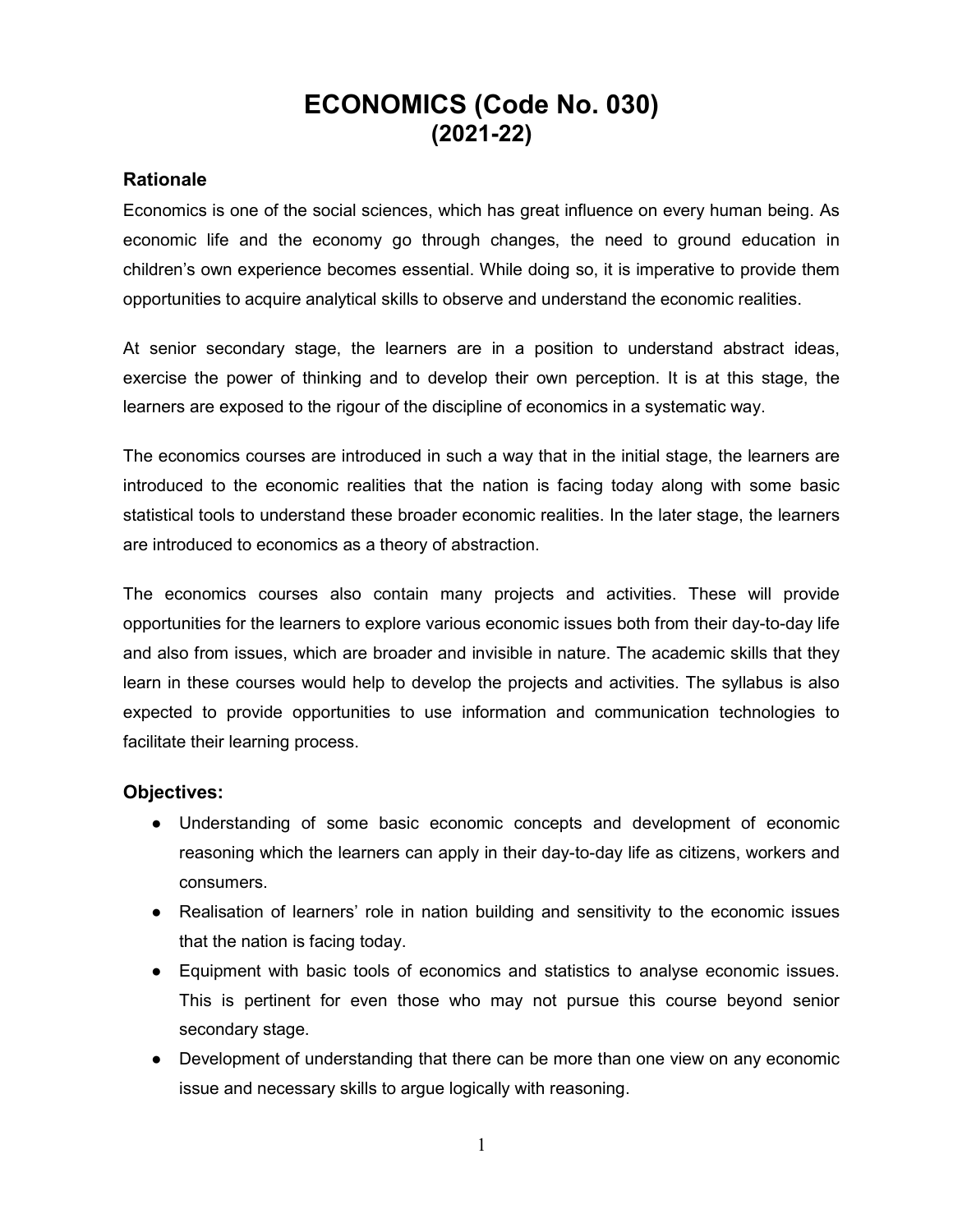# ECONOMICS (Code No. 030)
## (2021-22)

### Rationale

Economics is one of the social sciences, which has great influence on every human being. As economic life and the economy go through changes, the need to ground education in children's own experience becomes essential. While doing so, it is imperative to provide them opportunities to acquire analytical skills to observe and understand the economic realities.

At senior secondary stage, the learners are in a position to understand abstract ideas, exercise the power of thinking and to develop their own perception. It is at this stage, the learners are exposed to the rigour of the discipline of economics in a systematic way.

The economics courses are introduced in such a way that in the initial stage, the learners are introduced to the economic realities that the nation is facing today along with some basic statistical tools to understand these broader economic realities. In the later stage, the learners are introduced to economics as a theory of abstraction.

The economics courses also contain many projects and activities. These will provide opportunities for the learners to explore various economic issues both from their day-to-day life and also from issues, which are broader and invisible in nature. The academic skills that they learn in these courses would help to develop the projects and activities. The syllabus is also expected to provide opportunities to use information and communication technologies to facilitate their learning process.

### Objectives:

- Understanding of some basic economic concepts and development of economic reasoning which the learners can apply in their day-to-day life as citizens, workers and consumers.
- Realisation of learners' role in nation building and sensitivity to the economic issues that the nation is facing today.
- Equipment with basic tools of economics and statistics to analyse economic issues. This is pertinent for even those who may not pursue this course beyond senior secondary stage.
- Development of understanding that there can be more than one view on any economic issue and necessary skills to argue logically with reasoning.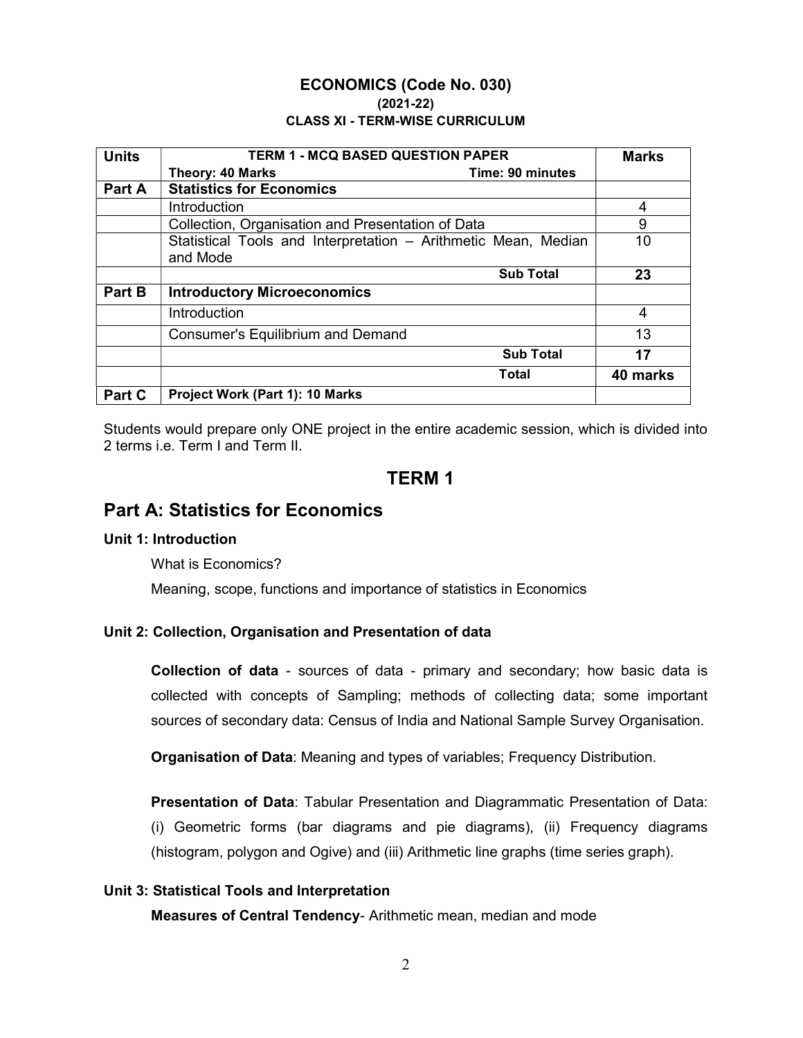**ECONOMICS (Code No. 030)**
**(2021-22)**
**CLASS XI - TERM-WISE CURRICULUM**

| Units | TERM 1 - MCQ BASED QUESTION PAPER<br>Theory: 40 Marks Time: 90 minutes | Marks |
|---|---|---|
| Part A | **Statistics for Economics** | |
| | Introduction | 4 |
| | Collection, Organisation and Presentation of Data | 9 |
| | Statistical Tools and Interpretation – Arithmetic Mean, Median and Mode | 10 |
| | **Sub Total** | **23** |
| Part B | **Introductory Microeconomics** | |
| | Introduction | 4 |
| | Consumer's Equilibrium and Demand | 13 |
| | **Sub Total** | **17** |
| | **Total** | **40 marks** |
| Part C | **Project Work (Part 1): 10 Marks** | |

Students would prepare only ONE project in the entire academic session, which is divided into 2 terms i.e. Term I and Term II.

# TERM 1

## Part A: Statistics for Economics

### Unit 1: Introduction

What is Economics?

Meaning, scope, functions and importance of statistics in Economics

### Unit 2: Collection, Organisation and Presentation of data

**Collection of data** - sources of data - primary and secondary; how basic data is collected with concepts of Sampling; methods of collecting data; some important sources of secondary data: Census of India and National Sample Survey Organisation.

**Organisation of Data**: Meaning and types of variables; Frequency Distribution.

**Presentation of Data**: Tabular Presentation and Diagrammatic Presentation of Data: (i) Geometric forms (bar diagrams and pie diagrams), (ii) Frequency diagrams (histogram, polygon and Ogive) and (iii) Arithmetic line graphs (time series graph).

### Unit 3: Statistical Tools and Interpretation

**Measures of Central Tendency**- Arithmetic mean, median and mode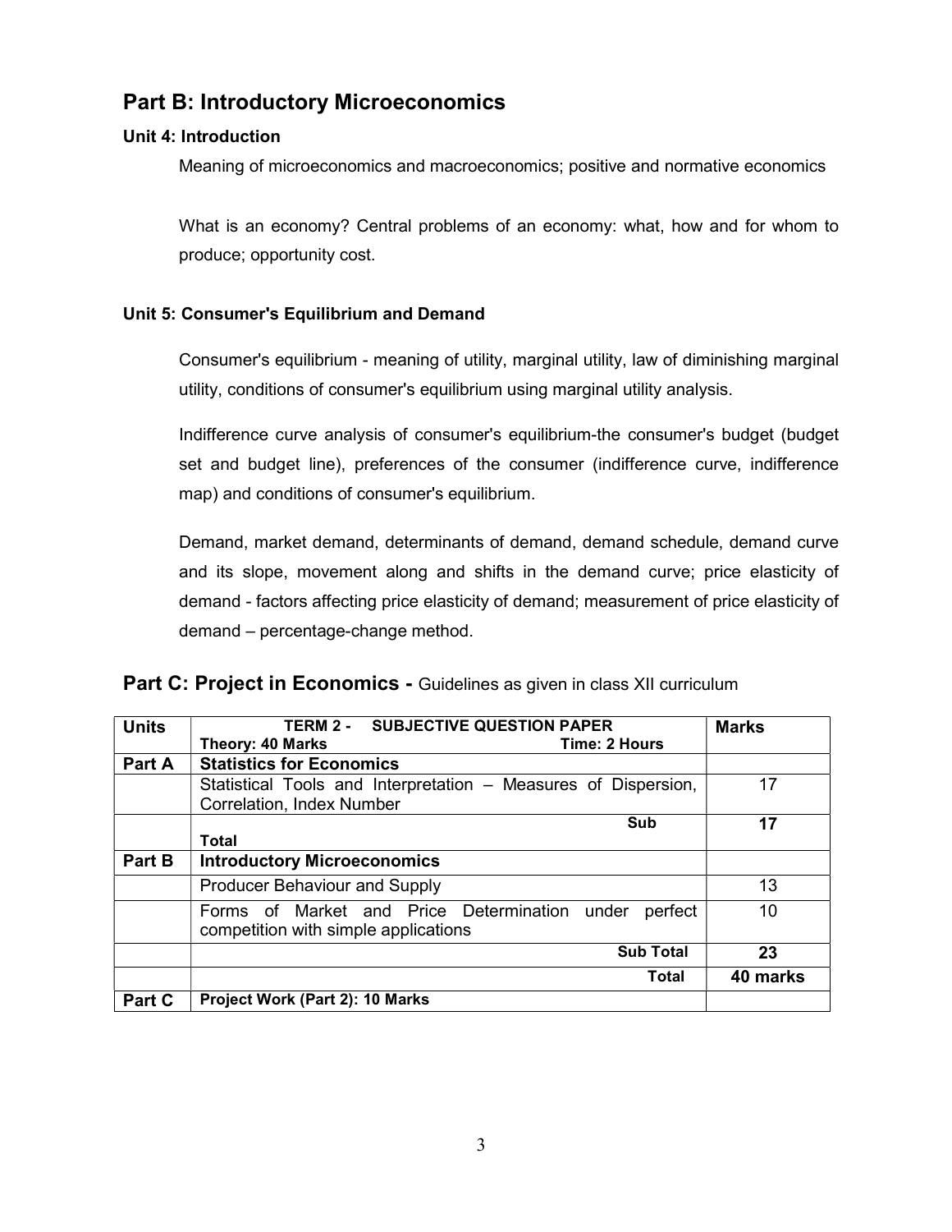## Part B: Introductory Microeconomics

### Unit 4: Introduction

Meaning of microeconomics and macroeconomics; positive and normative economics

What is an economy? Central problems of an economy: what, how and for whom to produce; opportunity cost.

### Unit 5: Consumer's Equilibrium and Demand

Consumer's equilibrium - meaning of utility, marginal utility, law of diminishing marginal utility, conditions of consumer's equilibrium using marginal utility analysis.

Indifference curve analysis of consumer's equilibrium-the consumer's budget (budget set and budget line), preferences of the consumer (indifference curve, indifference map) and conditions of consumer's equilibrium.

Demand, market demand, determinants of demand, demand schedule, demand curve and its slope, movement along and shifts in the demand curve; price elasticity of demand - factors affecting price elasticity of demand; measurement of price elasticity of demand – percentage-change method.

## Part C: Project in Economics - Guidelines as given in class XII curriculum

| Units | TERM 2 - SUBJECTIVE QUESTION PAPER<br>Theory: 40 Marks Time: 2 Hours | Marks |
|---|---|---|
| Part A | **Statistics for Economics** | |
| | Statistical Tools and Interpretation – Measures of Dispersion, Correlation, Index Number | 17 |
| | **Sub Total** | **17** |
| Part B | **Introductory Microeconomics** | |
| | Producer Behaviour and Supply | 13 |
| | Forms of Market and Price Determination under perfect competition with simple applications | 10 |
| | **Sub Total** | **23** |
| | **Total** | **40 marks** |
| Part C | **Project Work (Part 2): 10 Marks** | |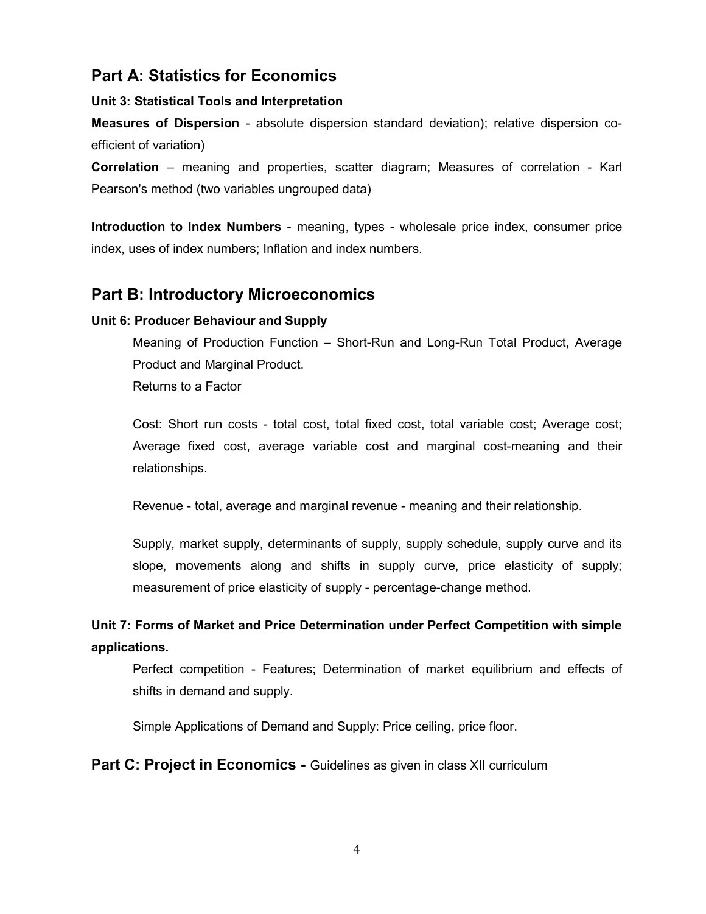## Part A: Statistics for Economics

**Unit 3: Statistical Tools and Interpretation**

**Measures of Dispersion** - absolute dispersion standard deviation); relative dispersion co-efficient of variation)

**Correlation** – meaning and properties, scatter diagram; Measures of correlation - Karl Pearson's method (two variables ungrouped data)

**Introduction to Index Numbers** - meaning, types - wholesale price index, consumer price index, uses of index numbers; Inflation and index numbers.

## Part B: Introductory Microeconomics

**Unit 6: Producer Behaviour and Supply**

Meaning of Production Function – Short-Run and Long-Run Total Product, Average Product and Marginal Product.
Returns to a Factor

Cost: Short run costs - total cost, total fixed cost, total variable cost; Average cost; Average fixed cost, average variable cost and marginal cost-meaning and their relationships.

Revenue - total, average and marginal revenue - meaning and their relationship.

Supply, market supply, determinants of supply, supply schedule, supply curve and its slope, movements along and shifts in supply curve, price elasticity of supply; measurement of price elasticity of supply - percentage-change method.

**Unit 7: Forms of Market and Price Determination under Perfect Competition with simple applications.**

Perfect competition - Features; Determination of market equilibrium and effects of shifts in demand and supply.

Simple Applications of Demand and Supply: Price ceiling, price floor.

**Part C: Project in Economics -** Guidelines as given in class XII curriculum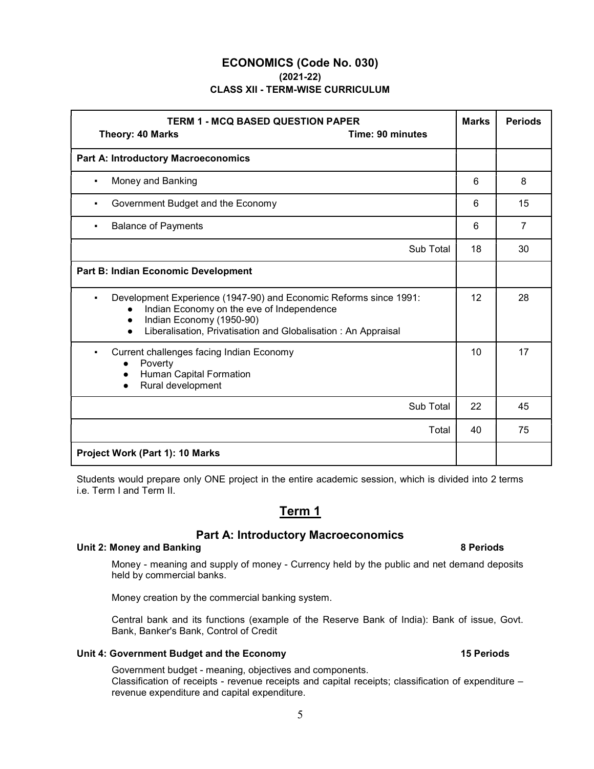# ECONOMICS (Code No. 030)

**(2021-22)**

**CLASS XII - TERM-WISE CURRICULUM**

| **TERM 1 - MCQ BASED QUESTION PAPER** <br> **Theory: 40 Marks** **Time: 90 minutes** | **Marks** | **Periods** |
|---|---|---|
| **Part A: Introductory Macroeconomics** | | |
| ▪ Money and Banking | 6 | 8 |
| ▪ Government Budget and the Economy | 6 | 15 |
| ▪ Balance of Payments | 6 | 7 |
| Sub Total | 18 | 30 |
| **Part B: Indian Economic Development** | | |
| ▪ Development Experience (1947-90) and Economic Reforms since 1991: <br> ● Indian Economy on the eve of Independence <br> ● Indian Economy (1950-90) <br> ● Liberalisation, Privatisation and Globalisation : An Appraisal | 12 | 28 |
| ▪ Current challenges facing Indian Economy <br> ● Poverty <br> ● Human Capital Formation <br> ● Rural development | 10 | 17 |
| Sub Total | 22 | 45 |
| Total | 40 | 75 |
| **Project Work (Part 1): 10 Marks** | | |

Students would prepare only ONE project in the entire academic session, which is divided into 2 terms i.e. Term I and Term II.

## Term 1

### Part A: Introductory Macroeconomics

**Unit 2: Money and Banking** **8 Periods**

Money - meaning and supply of money - Currency held by the public and net demand deposits held by commercial banks.

Money creation by the commercial banking system.

Central bank and its functions (example of the Reserve Bank of India): Bank of issue, Govt. Bank, Banker's Bank, Control of Credit

**Unit 4: Government Budget and the Economy** **15 Periods**

Government budget - meaning, objectives and components.
Classification of receipts - revenue receipts and capital receipts; classification of expenditure – revenue expenditure and capital expenditure.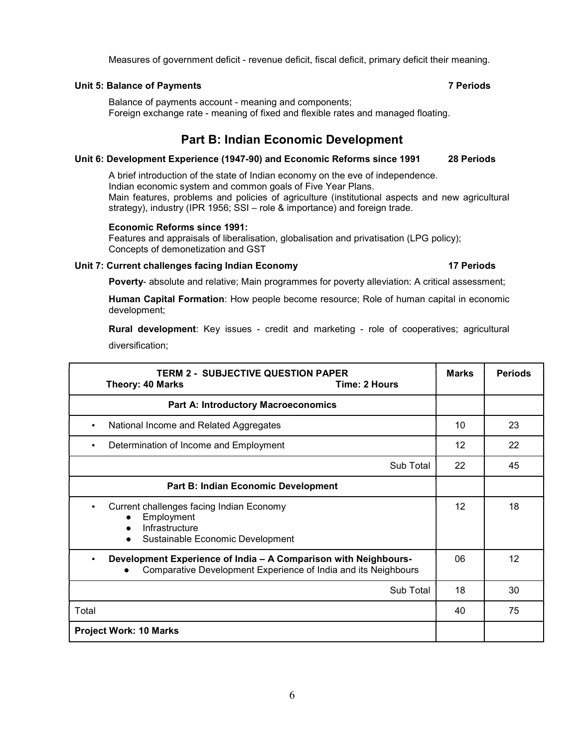Measures of government deficit - revenue deficit, fiscal deficit, primary deficit their meaning.

**Unit 5: Balance of Payments** **7 Periods**

Balance of payments account - meaning and components;
Foreign exchange rate - meaning of fixed and flexible rates and managed floating.

## Part B: Indian Economic Development

**Unit 6: Development Experience (1947-90) and Economic Reforms since 1991** **28 Periods**

A brief introduction of the state of Indian economy on the eve of independence.
Indian economic system and common goals of Five Year Plans.
Main features, problems and policies of agriculture (institutional aspects and new agricultural strategy), industry (IPR 1956; SSI – role & importance) and foreign trade.

**Economic Reforms since 1991:**
Features and appraisals of liberalisation, globalisation and privatisation (LPG policy);
Concepts of demonetization and GST

**Unit 7: Current challenges facing Indian Economy** **17 Periods**

**Poverty**- absolute and relative; Main programmes for poverty alleviation: A critical assessment;

**Human Capital Formation**: How people become resource; Role of human capital in economic development;

**Rural development**: Key issues - credit and marketing - role of cooperatives; agricultural diversification;

| **TERM 2 - SUBJECTIVE QUESTION PAPER**<br>**Theory: 40 Marks** **Time: 2 Hours** | **Marks** | **Periods** |
|---|---|---|
| **Part A: Introductory Macroeconomics** | | |
| ▪ National Income and Related Aggregates | 10 | 23 |
| ▪ Determination of Income and Employment | 12 | 22 |
| Sub Total | 22 | 45 |
| **Part B: Indian Economic Development** | | |
| ▪ Current challenges facing Indian Economy<br>● Employment<br>● Infrastructure<br>● Sustainable Economic Development | 12 | 18 |
| ▪ **Development Experience of India – A Comparison with Neighbours-**<br>● Comparative Development Experience of India and its Neighbours | 06 | 12 |
| Sub Total | 18 | 30 |
| Total | 40 | 75 |
| **Project Work: 10 Marks** | | |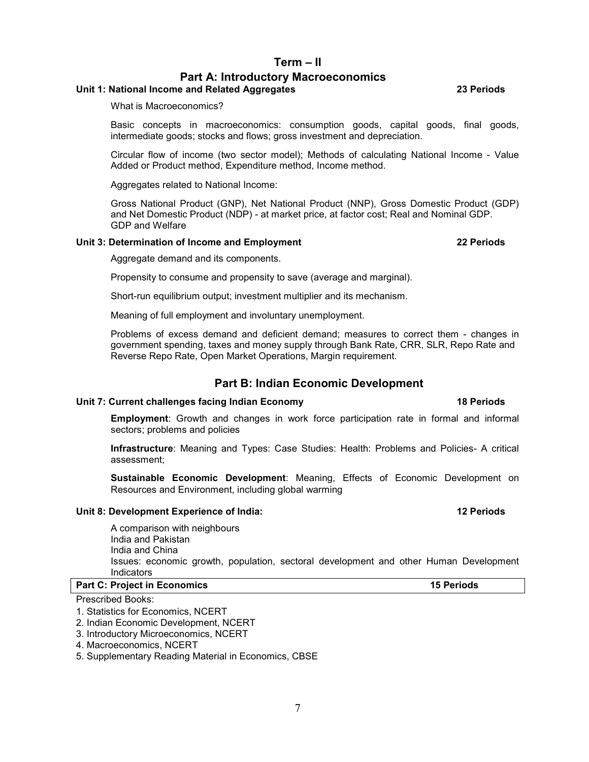# Term – II

## Part A: Introductory Macroeconomics

### Unit 1: National Income and Related Aggregates — 23 Periods

What is Macroeconomics?

Basic concepts in macroeconomics: consumption goods, capital goods, final goods, intermediate goods; stocks and flows; gross investment and depreciation.

Circular flow of income (two sector model); Methods of calculating National Income - Value Added or Product method, Expenditure method, Income method.

Aggregates related to National Income:

Gross National Product (GNP), Net National Product (NNP), Gross Domestic Product (GDP) and Net Domestic Product (NDP) - at market price, at factor cost; Real and Nominal GDP.
GDP and Welfare

### Unit 3: Determination of Income and Employment — 22 Periods

Aggregate demand and its components.

Propensity to consume and propensity to save (average and marginal).

Short-run equilibrium output; investment multiplier and its mechanism.

Meaning of full employment and involuntary unemployment.

Problems of excess demand and deficient demand; measures to correct them - changes in government spending, taxes and money supply through Bank Rate, CRR, SLR, Repo Rate and Reverse Repo Rate, Open Market Operations, Margin requirement.

## Part B: Indian Economic Development

### Unit 7: Current challenges facing Indian Economy — 18 Periods

**Employment**: Growth and changes in work force participation rate in formal and informal sectors; problems and policies

**Infrastructure**: Meaning and Types: Case Studies: Health: Problems and Policies- A critical assessment;

**Sustainable Economic Development**: Meaning, Effects of Economic Development on Resources and Environment, including global warming

### Unit 8: Development Experience of India: — 12 Periods

A comparison with neighbours
India and Pakistan
India and China
Issues: economic growth, population, sectoral development and other Human Development Indicators

| Part C: Project in Economics | 15 Periods |
|---|---|

Prescribed Books:

1. Statistics for Economics, NCERT
2. Indian Economic Development, NCERT
3. Introductory Microeconomics, NCERT
4. Macroeconomics, NCERT
5. Supplementary Reading Material in Economics, CBSE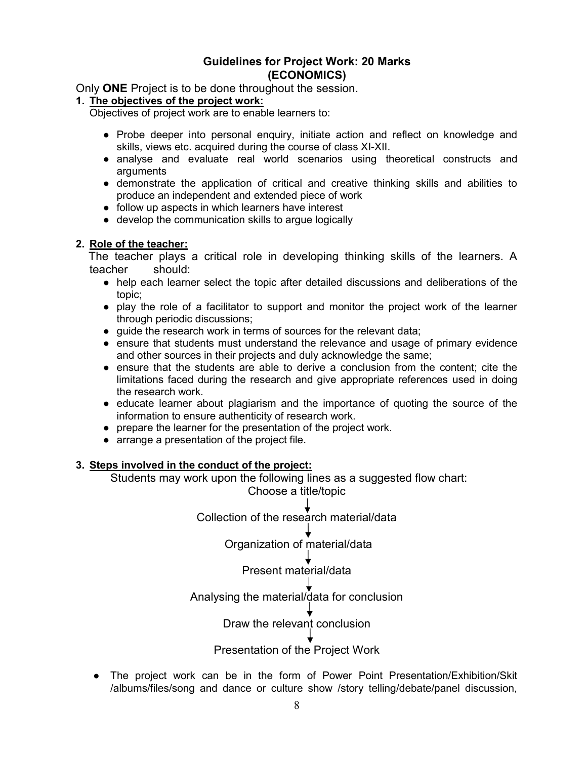## Guidelines for Project Work: 20 Marks
## (ECONOMICS)

Only **ONE** Project is to be done throughout the session.

**1. The objectives of the project work:**

Objectives of project work are to enable learners to:

- Probe deeper into personal enquiry, initiate action and reflect on knowledge and skills, views etc. acquired during the course of class XI-XII.
- analyse and evaluate real world scenarios using theoretical constructs and arguments
- demonstrate the application of critical and creative thinking skills and abilities to produce an independent and extended piece of work
- follow up aspects in which learners have interest
- develop the communication skills to argue logically

**2. Role of the teacher:**

The teacher plays a critical role in developing thinking skills of the learners. A teacher should:

- help each learner select the topic after detailed discussions and deliberations of the topic;
- play the role of a facilitator to support and monitor the project work of the learner through periodic discussions;
- guide the research work in terms of sources for the relevant data;
- ensure that students must understand the relevance and usage of primary evidence and other sources in their projects and duly acknowledge the same;
- ensure that the students are able to derive a conclusion from the content; cite the limitations faced during the research and give appropriate references used in doing the research work.
- educate learner about plagiarism and the importance of quoting the source of the information to ensure authenticity of research work.
- prepare the learner for the presentation of the project work.
- arrange a presentation of the project file.

**3. Steps involved in the conduct of the project:**

Students may work upon the following lines as a suggested flow chart:

Choose a title/topic
↓
Collection of the research material/data
↓
Organization of material/data
↓
Present material/data
↓
Analysing the material/data for conclusion
↓
Draw the relevant conclusion
↓
Presentation of the Project Work

- The project work can be in the form of Power Point Presentation/Exhibition/Skit /albums/files/song and dance or culture show /story telling/debate/panel discussion,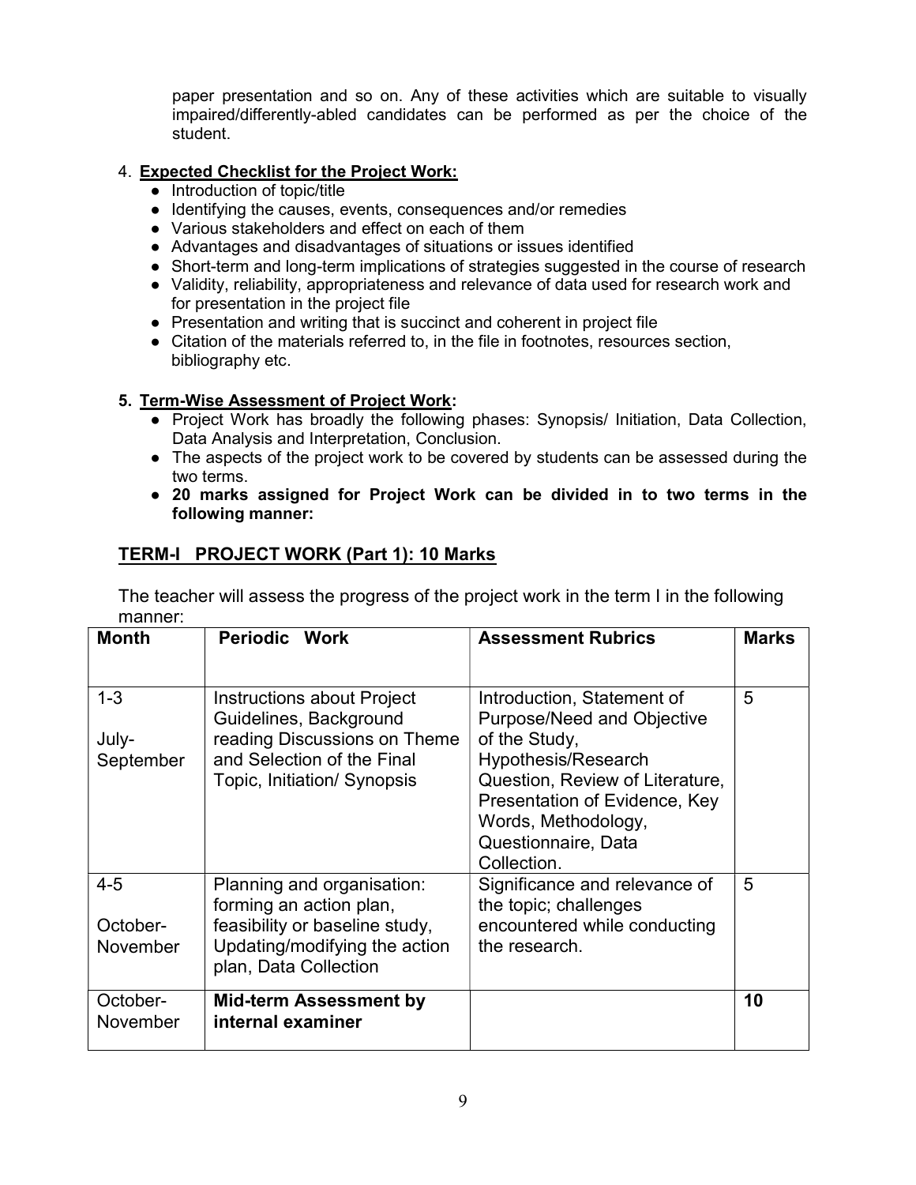paper presentation and so on. Any of these activities which are suitable to visually impaired/differently-abled candidates can be performed as per the choice of the student.

4. **Expected Checklist for the Project Work:**
    - Introduction of topic/title
    - Identifying the causes, events, consequences and/or remedies
    - Various stakeholders and effect on each of them
    - Advantages and disadvantages of situations or issues identified
    - Short-term and long-term implications of strategies suggested in the course of research
    - Validity, reliability, appropriateness and relevance of data used for research work and for presentation in the project file
    - Presentation and writing that is succinct and coherent in project file
    - Citation of the materials referred to, in the file in footnotes, resources section, bibliography etc.

5. **Term-Wise Assessment of Project Work:**
    - Project Work has broadly the following phases: Synopsis/ Initiation, Data Collection, Data Analysis and Interpretation, Conclusion.
    - The aspects of the project work to be covered by students can be assessed during the two terms.
    - **20 marks assigned for Project Work can be divided in to two terms in the following manner:**

## TERM-I PROJECT WORK (Part 1): 10 Marks

The teacher will assess the progress of the project work in the term I in the following manner:

| Month | Periodic Work | Assessment Rubrics | Marks |
|---|---|---|---|
| 1-3<br>July-September | Instructions about Project Guidelines, Background reading Discussions on Theme and Selection of the Final Topic, Initiation/ Synopsis | Introduction, Statement of Purpose/Need and Objective of the Study, Hypothesis/Research Question, Review of Literature, Presentation of Evidence, Key Words, Methodology, Questionnaire, Data Collection. | 5 |
| 4-5<br>October-November | Planning and organisation: forming an action plan, feasibility or baseline study, Updating/modifying the action plan, Data Collection | Significance and relevance of the topic; challenges encountered while conducting the research. | 5 |
| October-November | **Mid-term Assessment by internal examiner** | | **10** |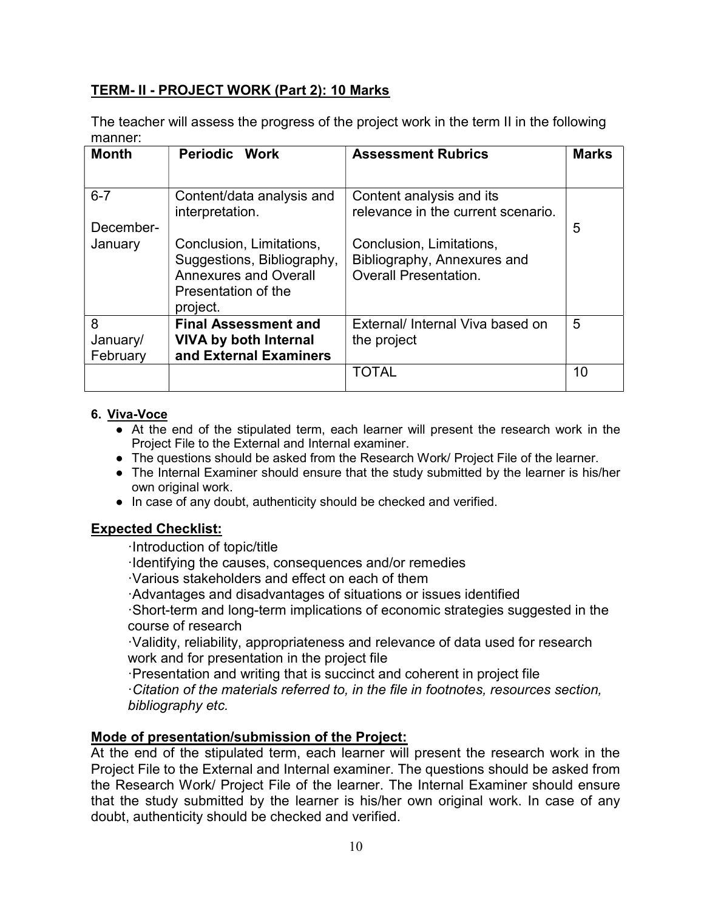**TERM- II - PROJECT WORK (Part 2): 10 Marks**

The teacher will assess the progress of the project work in the term II in the following manner:

| Month | Periodic Work | Assessment Rubrics | Marks |
|---|---|---|---|
| 6-7<br>December-January | Content/data analysis and interpretation.<br><br>Conclusion, Limitations, Suggestions, Bibliography, Annexures and Overall Presentation of the project. | Content analysis and its relevance in the current scenario.<br><br>Conclusion, Limitations, Bibliography, Annexures and Overall Presentation. | 5 |
| 8<br>January/ February | **Final Assessment and VIVA by both Internal and External Examiners** | External/ Internal Viva based on the project | 5 |
| | | TOTAL | 10 |

**6. Viva-Voce**

- At the end of the stipulated term, each learner will present the research work in the Project File to the External and Internal examiner.
- The questions should be asked from the Research Work/ Project File of the learner.
- The Internal Examiner should ensure that the study submitted by the learner is his/her own original work.
- In case of any doubt, authenticity should be checked and verified.

**Expected Checklist:**

·Introduction of topic/title

·Identifying the causes, consequences and/or remedies

·Various stakeholders and effect on each of them

·Advantages and disadvantages of situations or issues identified

·Short-term and long-term implications of economic strategies suggested in the course of research

·Validity, reliability, appropriateness and relevance of data used for research work and for presentation in the project file

·Presentation and writing that is succinct and coherent in project file

*·Citation of the materials referred to, in the file in footnotes, resources section, bibliography etc.*

**Mode of presentation/submission of the Project:**

At the end of the stipulated term, each learner will present the research work in the Project File to the External and Internal examiner. The questions should be asked from the Research Work/ Project File of the learner. The Internal Examiner should ensure that the study submitted by the learner is his/her own original work. In case of any doubt, authenticity should be checked and verified.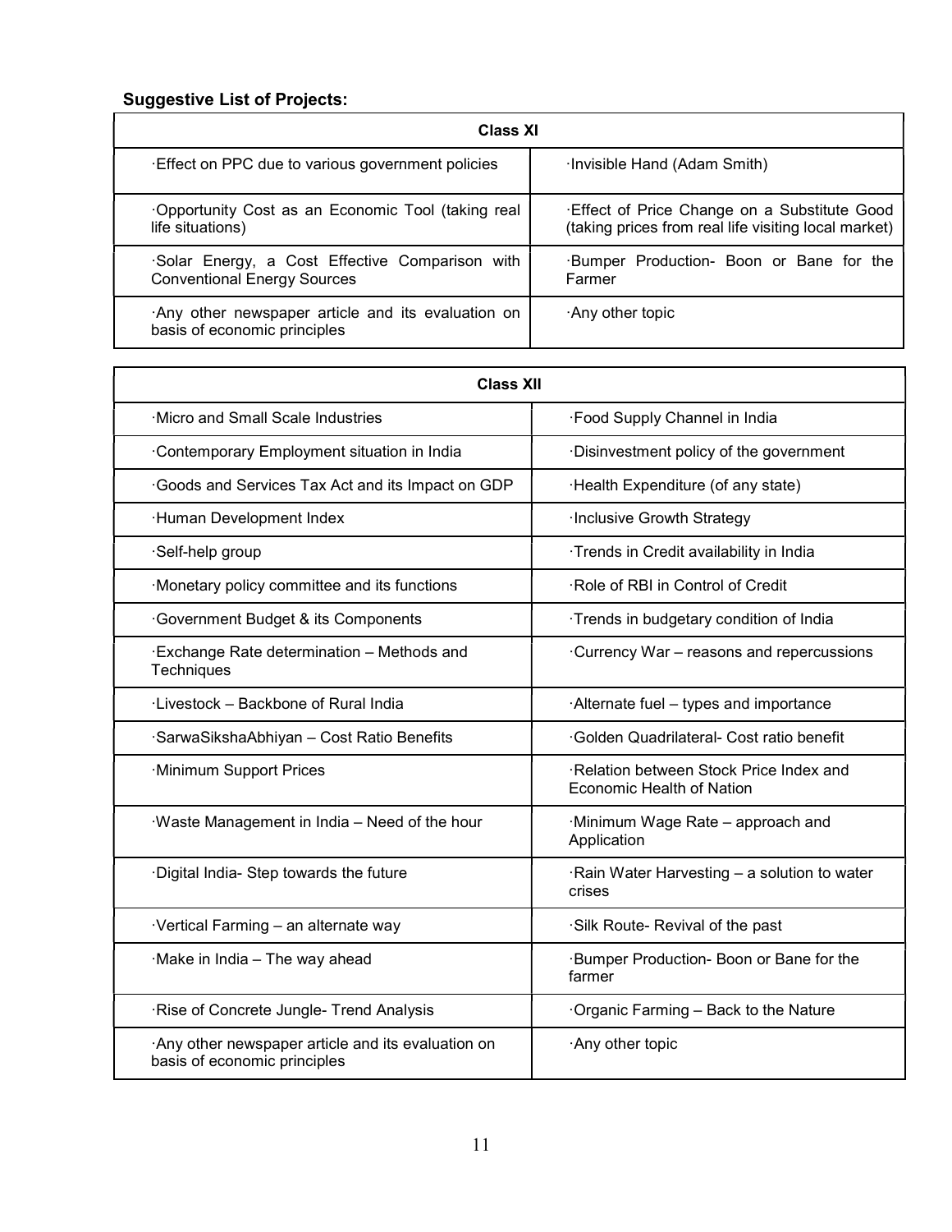**Suggestive List of Projects:**

| Class XI | |
|---|---|
| ·Effect on PPC due to various government policies | ·Invisible Hand (Adam Smith) |
| ·Opportunity Cost as an Economic Tool (taking real life situations) | ·Effect of Price Change on a Substitute Good (taking prices from real life visiting local market) |
| ·Solar Energy, a Cost Effective Comparison with Conventional Energy Sources | ·Bumper Production- Boon or Bane for the Farmer |
| ·Any other newspaper article and its evaluation on basis of economic principles | ·Any other topic |

| Class XII | |
|---|---|
| ·Micro and Small Scale Industries | ·Food Supply Channel in India |
| ·Contemporary Employment situation in India | ·Disinvestment policy of the government |
| ·Goods and Services Tax Act and its Impact on GDP | ·Health Expenditure (of any state) |
| ·Human Development Index | ·Inclusive Growth Strategy |
| ·Self-help group | ·Trends in Credit availability in India |
| ·Monetary policy committee and its functions | ·Role of RBI in Control of Credit |
| ·Government Budget & its Components | ·Trends in budgetary condition of India |
| ·Exchange Rate determination – Methods and Techniques | ·Currency War – reasons and repercussions |
| ·Livestock – Backbone of Rural India | ·Alternate fuel – types and importance |
| ·SarwaSikshaAbhiyan – Cost Ratio Benefits | ·Golden Quadrilateral- Cost ratio benefit |
| ·Minimum Support Prices | ·Relation between Stock Price Index and Economic Health of Nation |
| ·Waste Management in India – Need of the hour | ·Minimum Wage Rate – approach and Application |
| ·Digital India- Step towards the future | ·Rain Water Harvesting – a solution to water crises |
| ·Vertical Farming – an alternate way | ·Silk Route- Revival of the past |
| ·Make in India – The way ahead | ·Bumper Production- Boon or Bane for the farmer |
| ·Rise of Concrete Jungle- Trend Analysis | ·Organic Farming – Back to the Nature |
| ·Any other newspaper article and its evaluation on basis of economic principles | ·Any other topic |